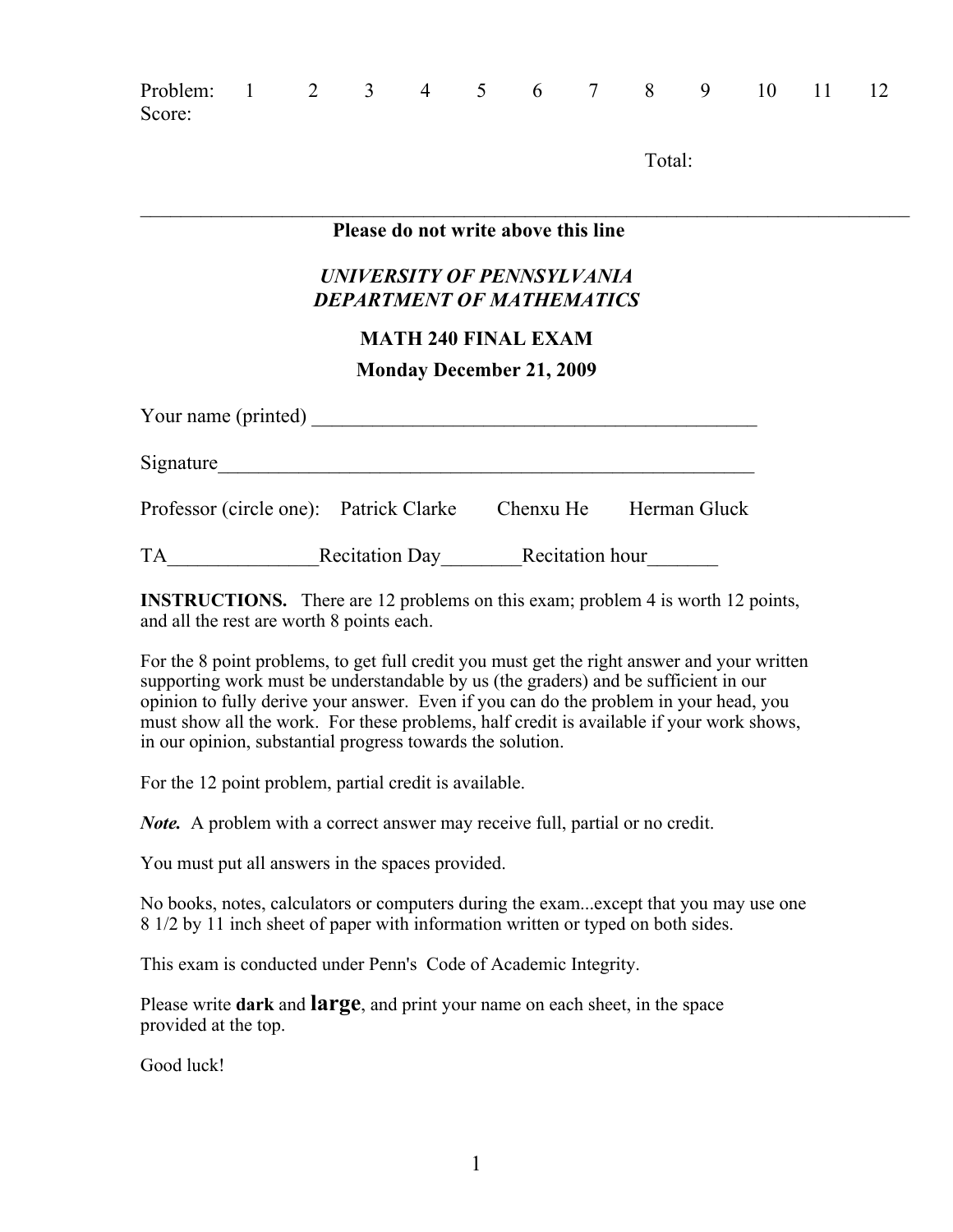| Problem: | 1 | 2 | 3 | 4 | 5 | 6 | 7 | 8 | 9 | 10 | 11 | 12 |
|---|---|---|---|---|---|---|---|---|---|---|---|---|
| Score: | | | | | | | | | | | | |

Total:

---

**Please do not write above this line**

***UNIVERSITY OF PENNSYLVANIA***
***DEPARTMENT OF MATHEMATICS***

**MATH 240 FINAL EXAM**

**Monday December 21, 2009**

Your name (printed) ____________________________________________

Signature______________________________________________________

Professor (circle one): Patrick Clarke  Chenxu He  Herman Gluck

TA_______________Recitation Day________Recitation hour_______

**INSTRUCTIONS.** There are 12 problems on this exam; problem 4 is worth 12 points, and all the rest are worth 8 points each.

For the 8 point problems, to get full credit you must get the right answer and your written supporting work must be understandable by us (the graders) and be sufficient in our opinion to fully derive your answer. Even if you can do the problem in your head, you must show all the work. For these problems, half credit is available if your work shows, in our opinion, substantial progress towards the solution.

For the 12 point problem, partial credit is available.

***Note.*** A problem with a correct answer may receive full, partial or no credit.

You must put all answers in the spaces provided.

No books, notes, calculators or computers during the exam...except that you may use one 8 1/2 by 11 inch sheet of paper with information written or typed on both sides.

This exam is conducted under Penn's Code of Academic Integrity.

Please write **dark** and **large**, and print your name on each sheet, in the space provided at the top.

Good luck!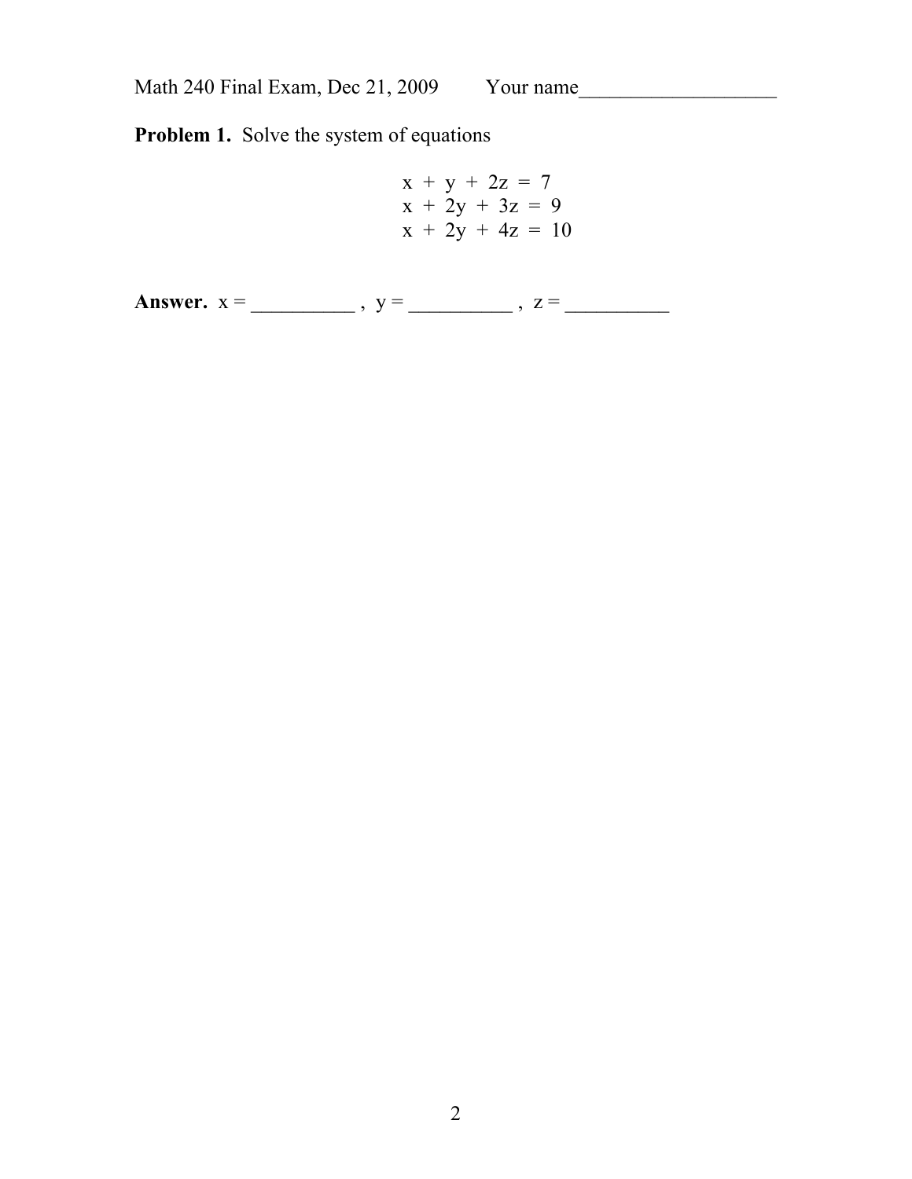Math 240 Final Exam, Dec 21, 2009 Your name___________________

**Problem 1.** Solve the system of equations

$$
\begin{aligned}
x + y + 2z &= 7 \\
x + 2y + 3z &= 9 \\
x + 2y + 4z &= 10
\end{aligned}
$$

**Answer.** $x$ = __________ , $y$ = __________ , $z$ = __________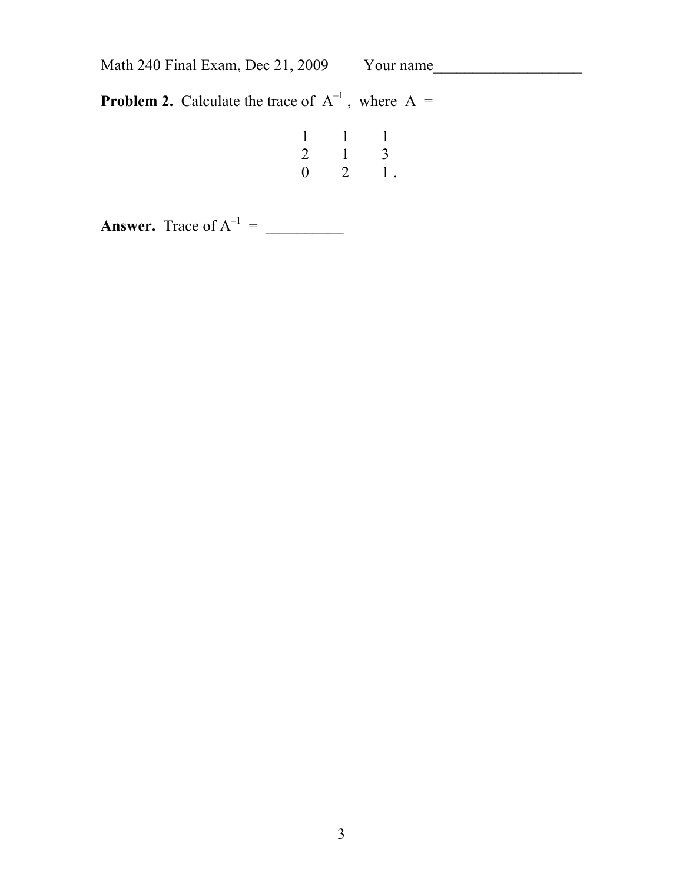Math 240 Final Exam, Dec 21, 2009 Your name___________________

**Problem 2.** Calculate the trace of $A^{-1}$, where $A$ =

$$\begin{matrix} 1 & 1 & 1 \\ 2 & 1 & 3 \\ 0 & 2 & 1\,. \end{matrix}$$

**Answer.** Trace of $A^{-1}$ = __________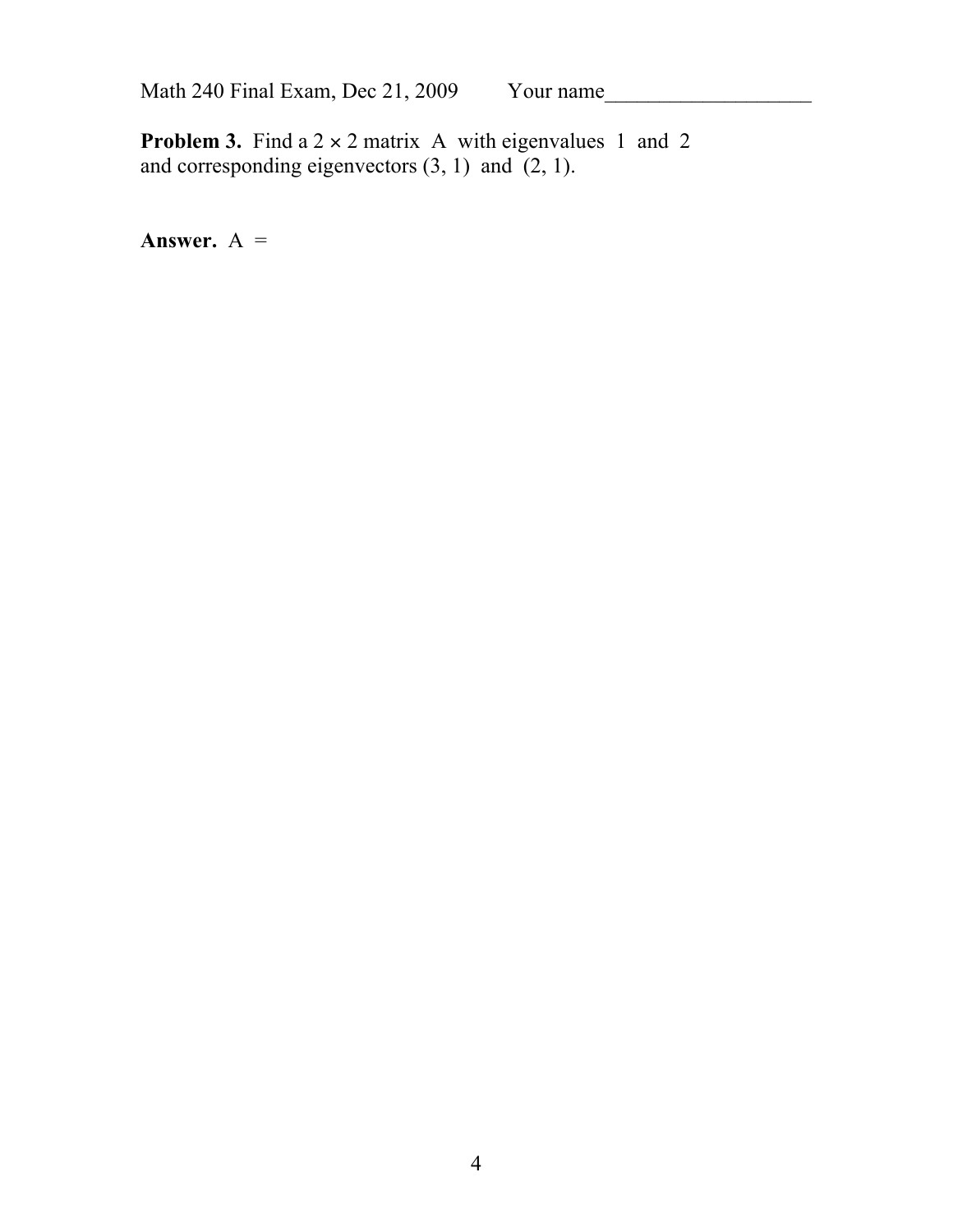Math 240 Final Exam, Dec 21, 2009 Your name___________________

**Problem 3.** Find a $2 \times 2$ matrix $A$ with eigenvalues $1$ and $2$ and corresponding eigenvectors $(3, 1)$ and $(2, 1)$.

**Answer.** $A =$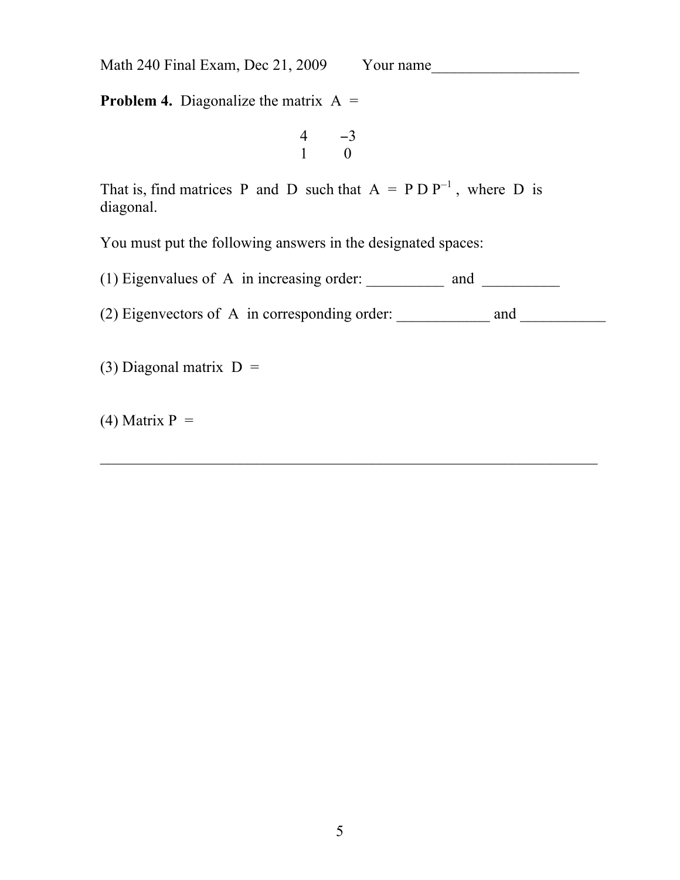Math 240 Final Exam, Dec 21, 2009 Your name___________________

**Problem 4.** Diagonalize the matrix A =

$$\begin{matrix} 4 & -3 \\ 1 & 0 \end{matrix}$$

That is, find matrices P and D such that $A = P D P^{-1}$, where D is diagonal.

You must put the following answers in the designated spaces:

(1) Eigenvalues of A in increasing order: __________ and __________

(2) Eigenvectors of A in corresponding order: ____________ and ___________

(3) Diagonal matrix D =

(4) Matrix P =

---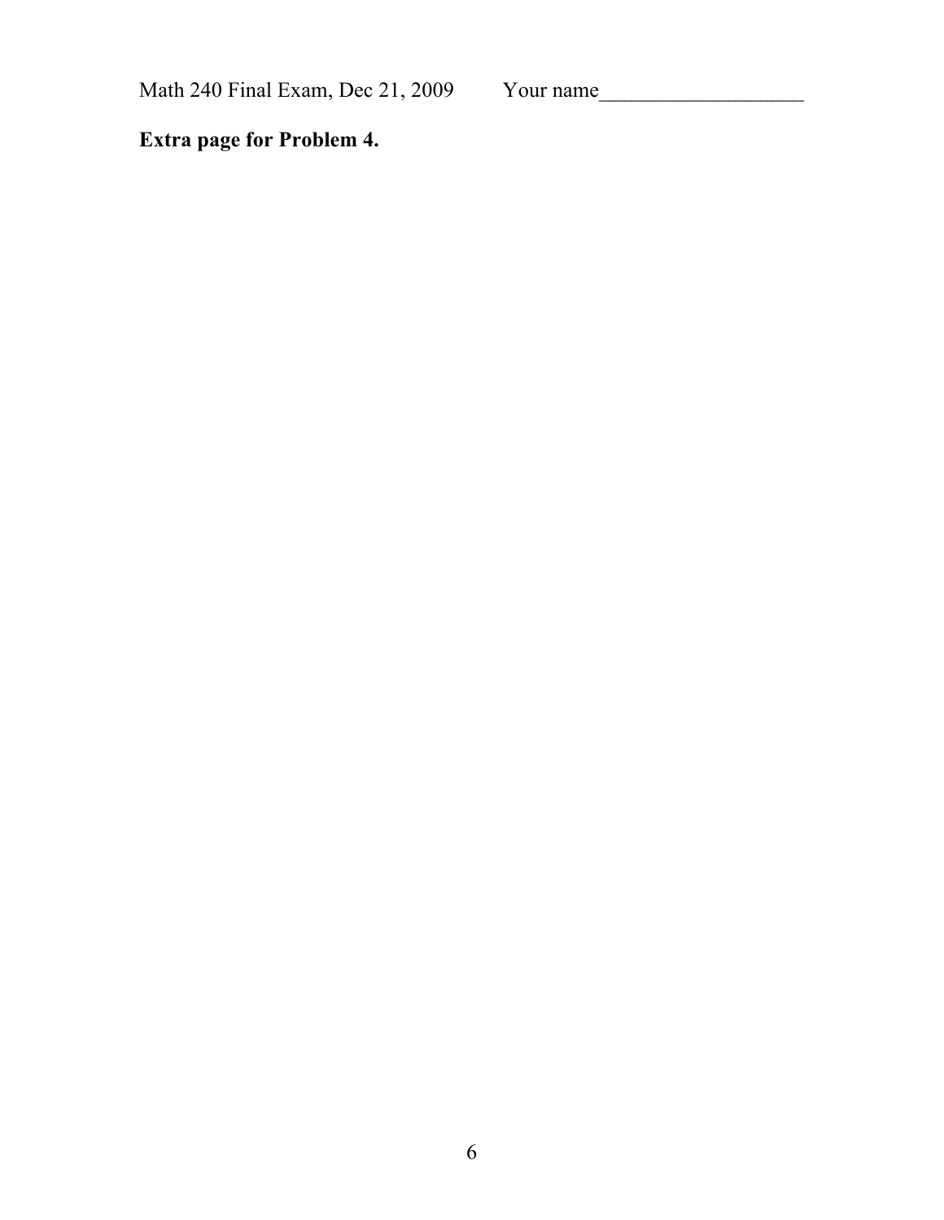Math 240 Final Exam, Dec 21, 2009 Your name___________________

**Extra page for Problem 4.**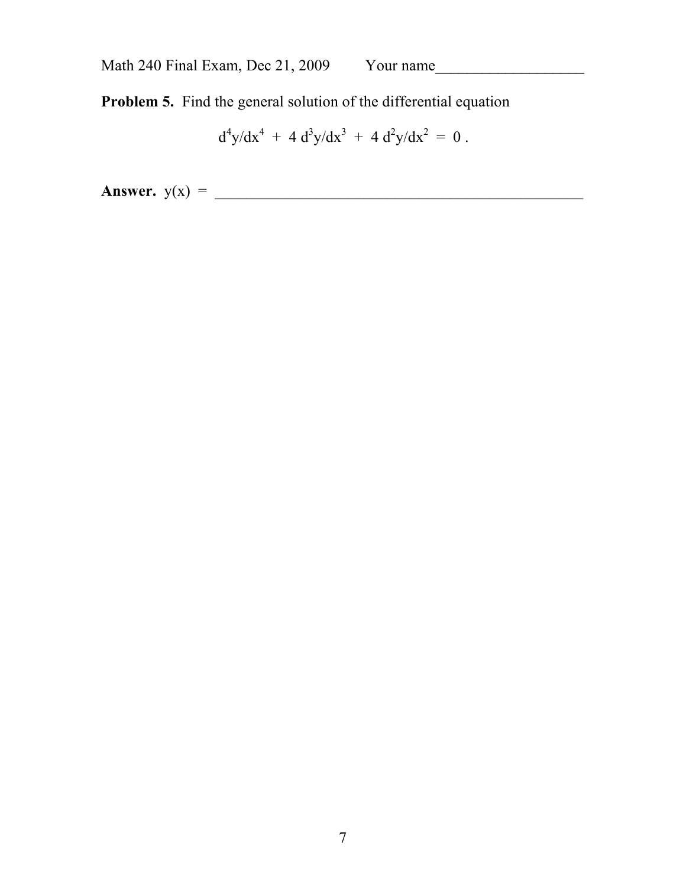Math 240 Final Exam, Dec 21, 2009 Your name___________________

**Problem 5.** Find the general solution of the differential equation

$$d^4y/dx^4 \; + \; 4\, d^3y/dx^3 \; + \; 4\, d^2y/dx^2 \; = \; 0\,.$$

**Answer.** $y(x) \;=$ ____________________________________________________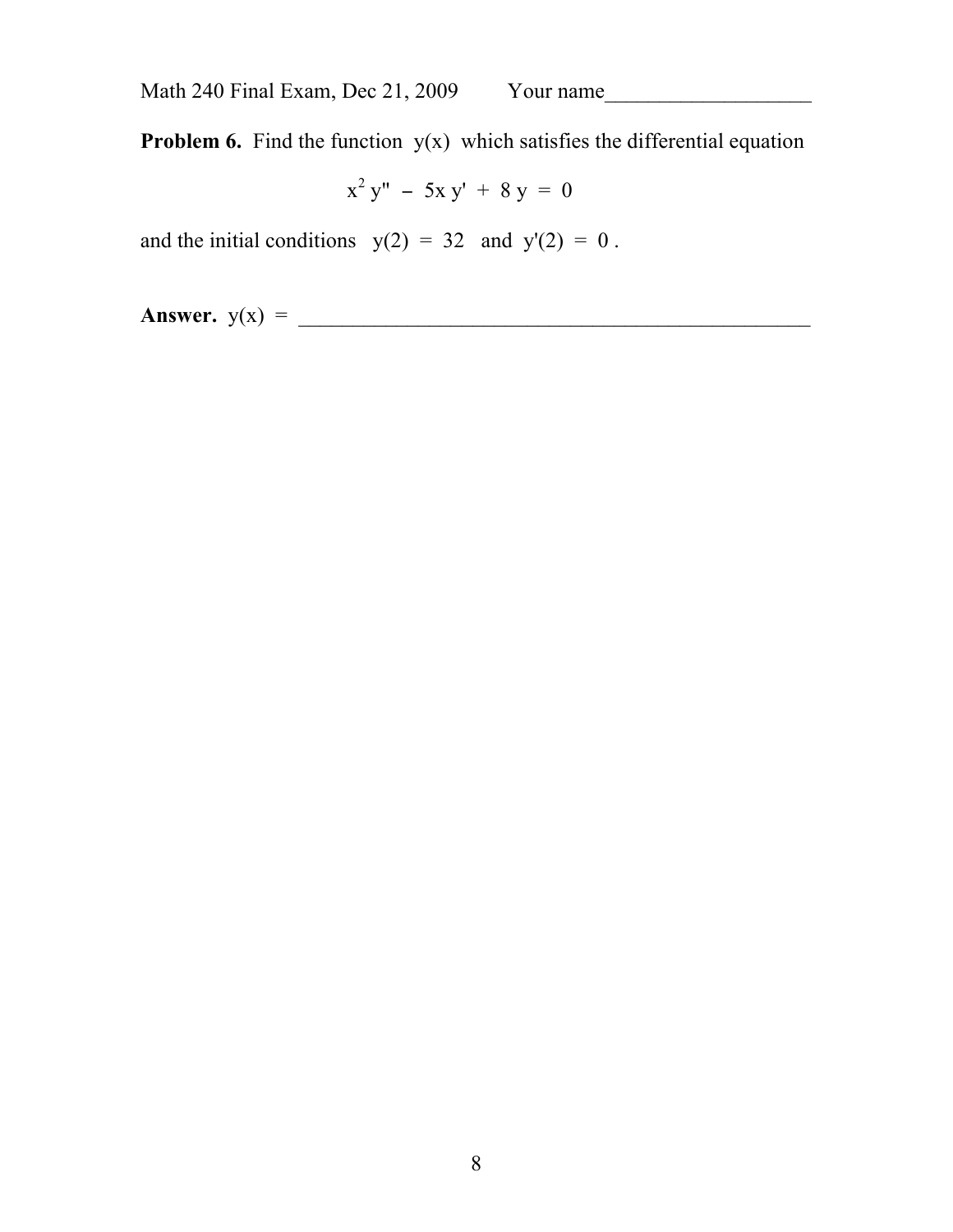Math 240 Final Exam, Dec 21, 2009 Your name\_\_\_\_\_\_\_\_\_\_\_\_\_\_\_\_\_\_\_

**Problem 6.** Find the function $y(x)$ which satisfies the differential equation

$$x^2 y'' - 5x y' + 8 y = 0$$

and the initial conditions $y(2) = 32$ and $y'(2) = 0$.

**Answer.** $y(x)$ = \_\_\_\_\_\_\_\_\_\_\_\_\_\_\_\_\_\_\_\_\_\_\_\_\_\_\_\_\_\_\_\_\_\_\_\_\_\_\_\_\_\_\_\_\_\_\_\_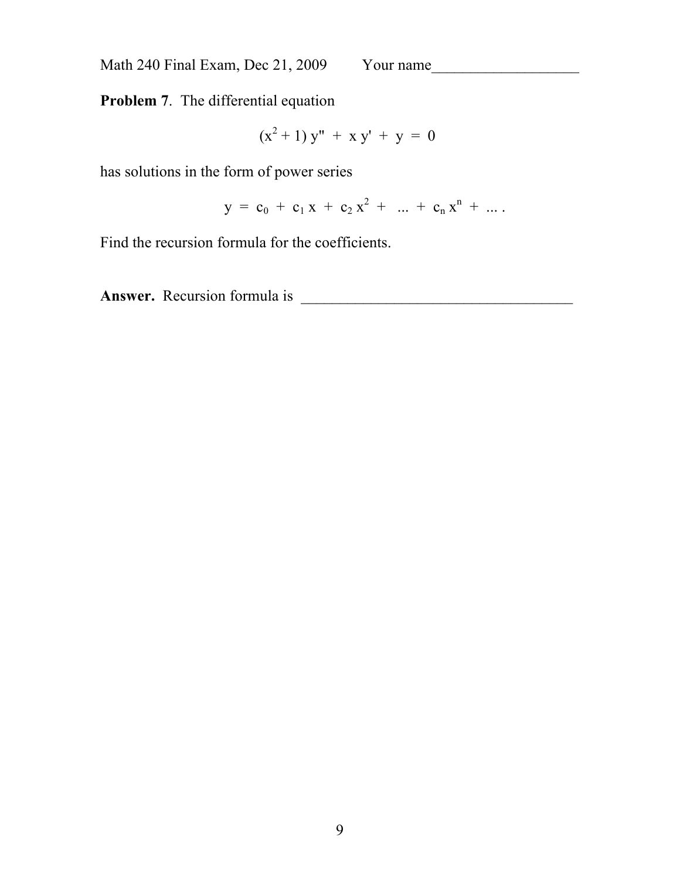Math 240 Final Exam, Dec 21, 2009 Your name___________________

**Problem 7**. The differential equation

$$(x^2 + 1)\, y'' + x\, y' + y = 0$$

has solutions in the form of power series

$$y = c_0 + c_1 x + c_2 x^2 + \ldots + c_n x^n + \ldots .$$

Find the recursion formula for the coefficients.

**Answer.** Recursion formula is ___________________________________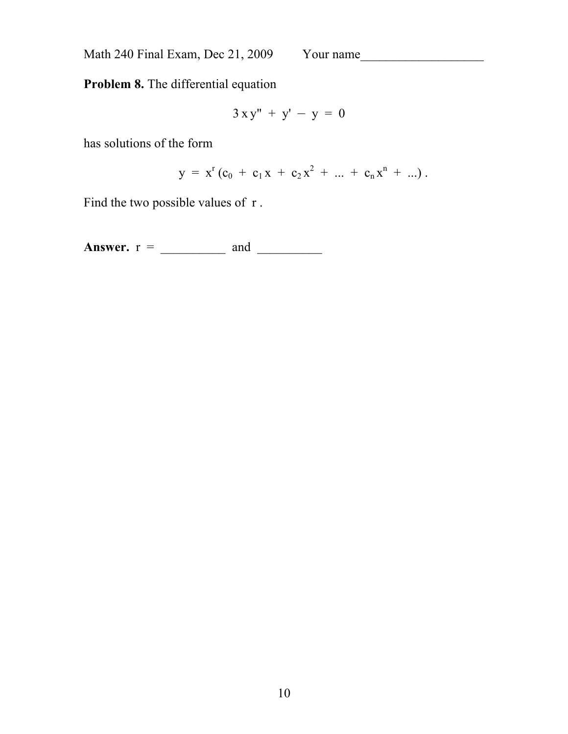Math 240 Final Exam, Dec 21, 2009 Your name___________________

**Problem 8.** The differential equation

$$3\,x\,y'' + y' - y = 0$$

has solutions of the form

$$y = x^r\,(c_0 + c_1\,x + c_2\,x^2 + \ldots + c_n\,x^n + \ldots)\,.$$

Find the two possible values of $r$ .

**Answer.** $r$ = __________ and __________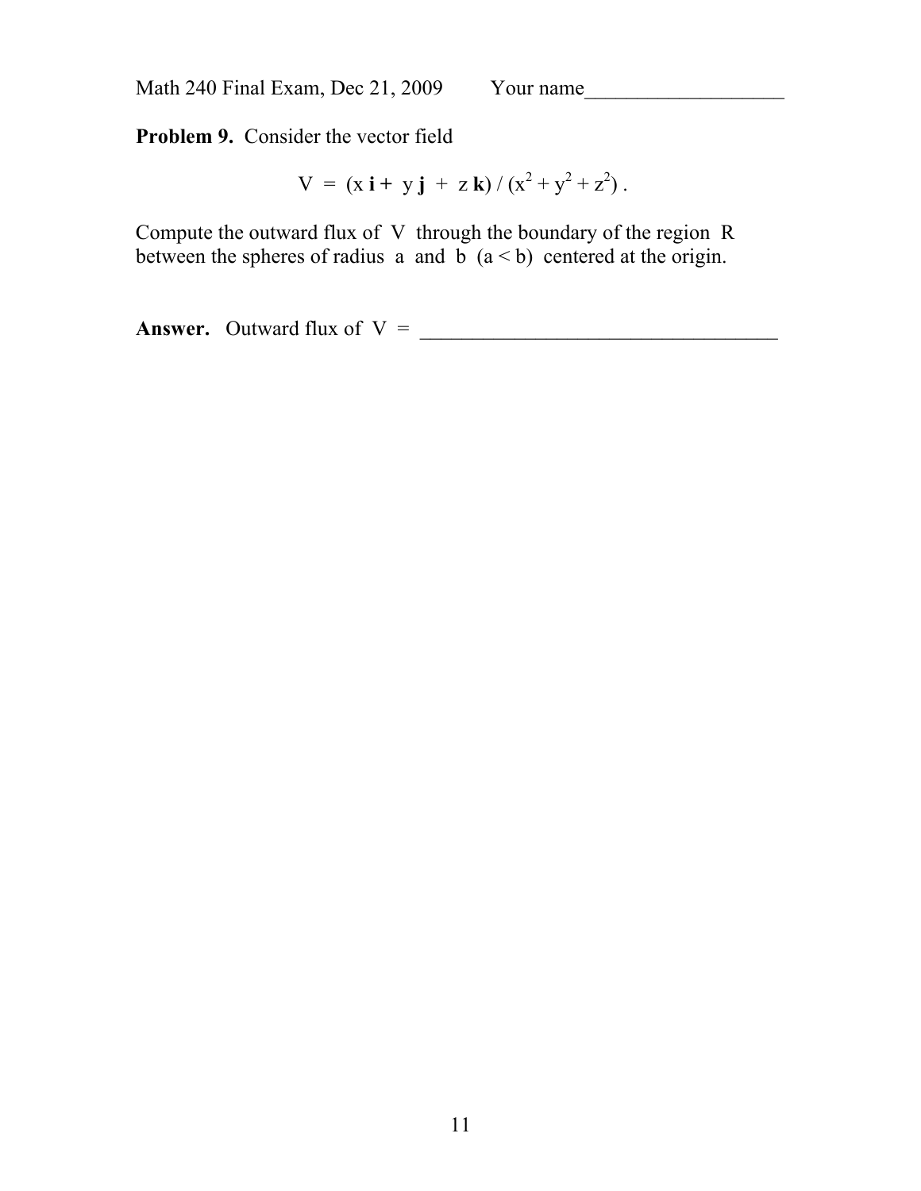Math 240 Final Exam, Dec 21, 2009 Your name___________________

**Problem 9.** Consider the vector field

$$V = (x\,\mathbf{i} + y\,\mathbf{j} + z\,\mathbf{k}) / (x^2 + y^2 + z^2) .$$

Compute the outward flux of $V$ through the boundary of the region $R$ between the spheres of radius $a$ and $b$ $(a < b)$ centered at the origin.

**Answer.** Outward flux of $V$ = ___________________________________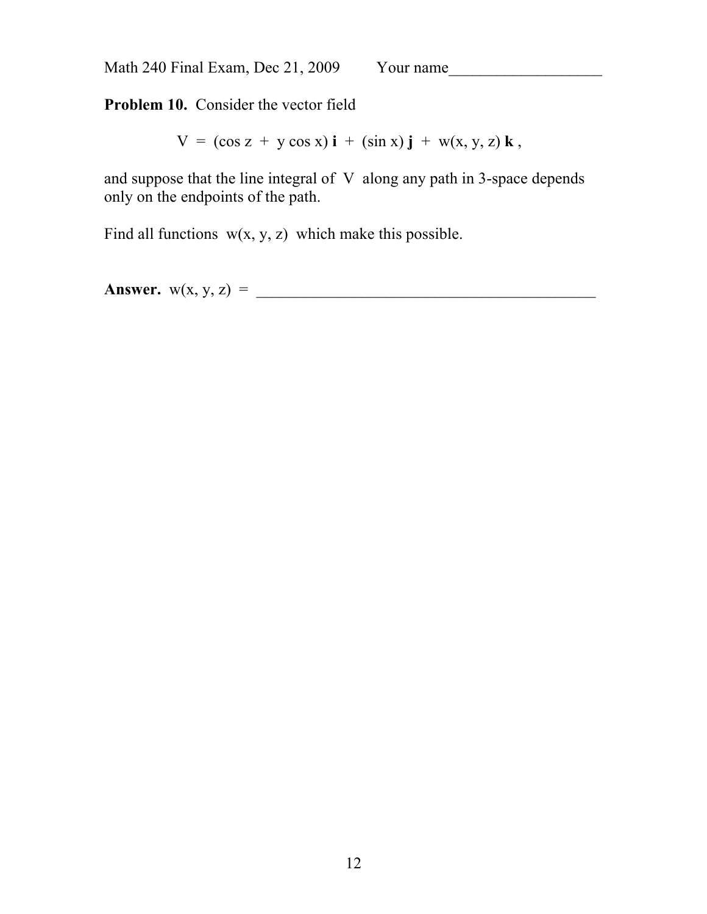Math 240 Final Exam, Dec 21, 2009 Your name___________________

**Problem 10.** Consider the vector field

$$V = (\cos z + y \cos x)\,\mathbf{i} + (\sin x)\,\mathbf{j} + w(x, y, z)\,\mathbf{k},$$

and suppose that the line integral of $V$ along any path in 3-space depends only on the endpoints of the path.

Find all functions $w(x, y, z)$ which make this possible.

**Answer.** $w(x, y, z) =$ ___________________________________________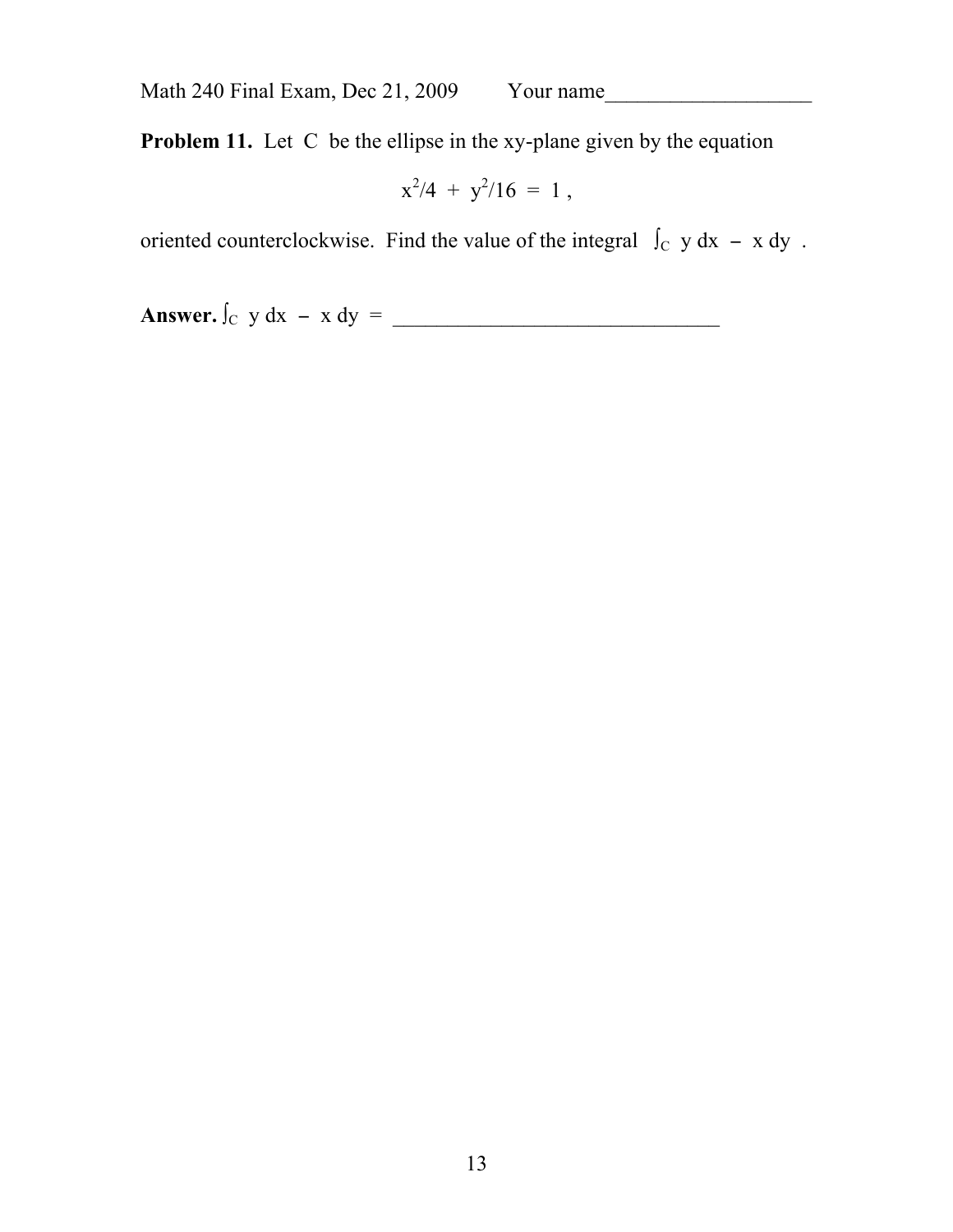Math 240 Final Exam, Dec 21, 2009 Your name___________________

**Problem 11.** Let C be the ellipse in the xy-plane given by the equation

$$x^2/4 + y^2/16 = 1 ,$$

oriented counterclockwise. Find the value of the integral $\int_C y\,dx - x\,dy$ .

**Answer.** $\int_C y\,dx - x\,dy =$ _______________________________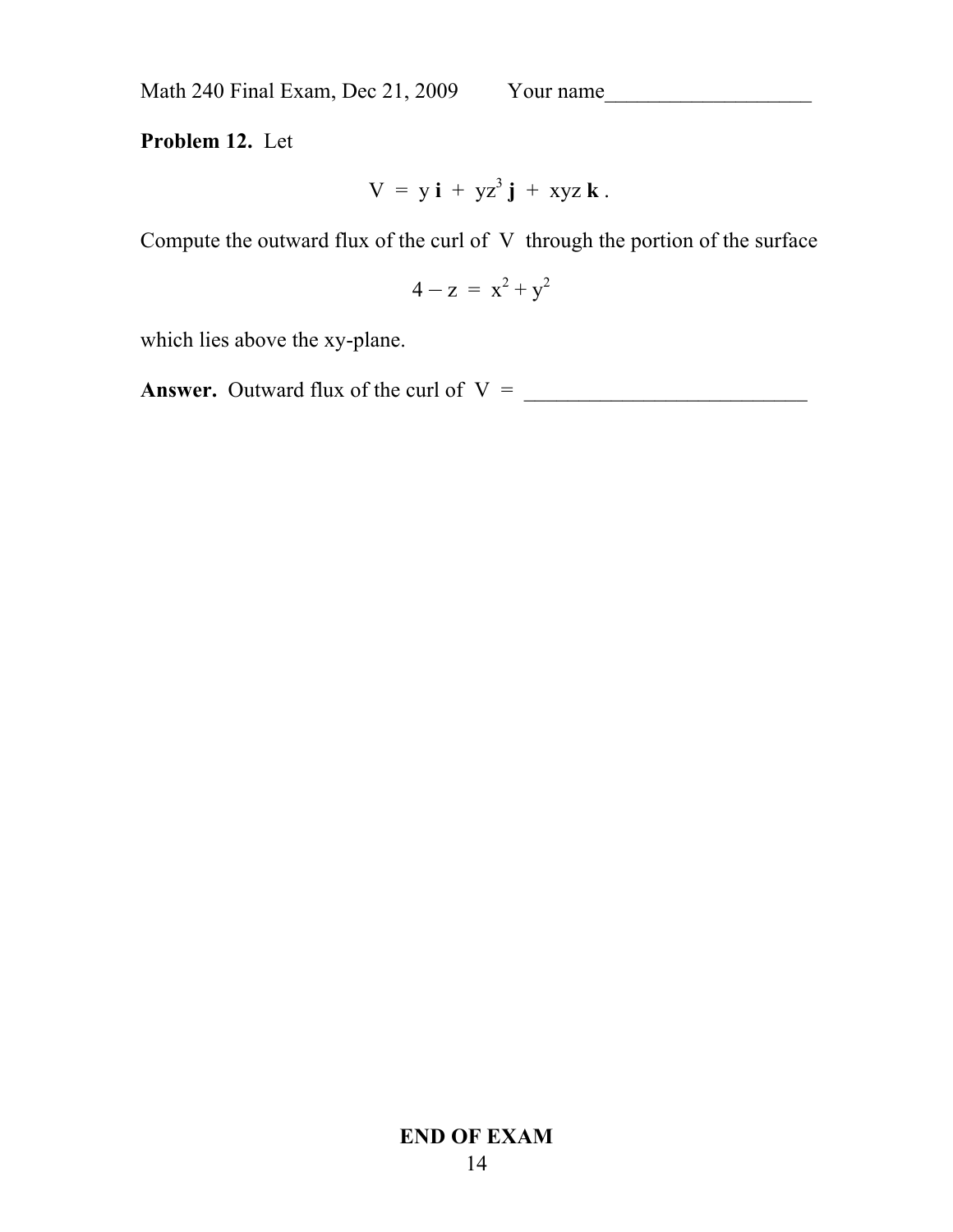Math 240 Final Exam, Dec 21, 2009 Your name___________________

**Problem 12.** Let

$$V = y\,\mathbf{i} + yz^3\,\mathbf{j} + xyz\,\mathbf{k}\,.$$

Compute the outward flux of the curl of V through the portion of the surface

$$4 - z = x^2 + y^2$$

which lies above the xy-plane.

**Answer.** Outward flux of the curl of V = ___________________________

**END OF EXAM**